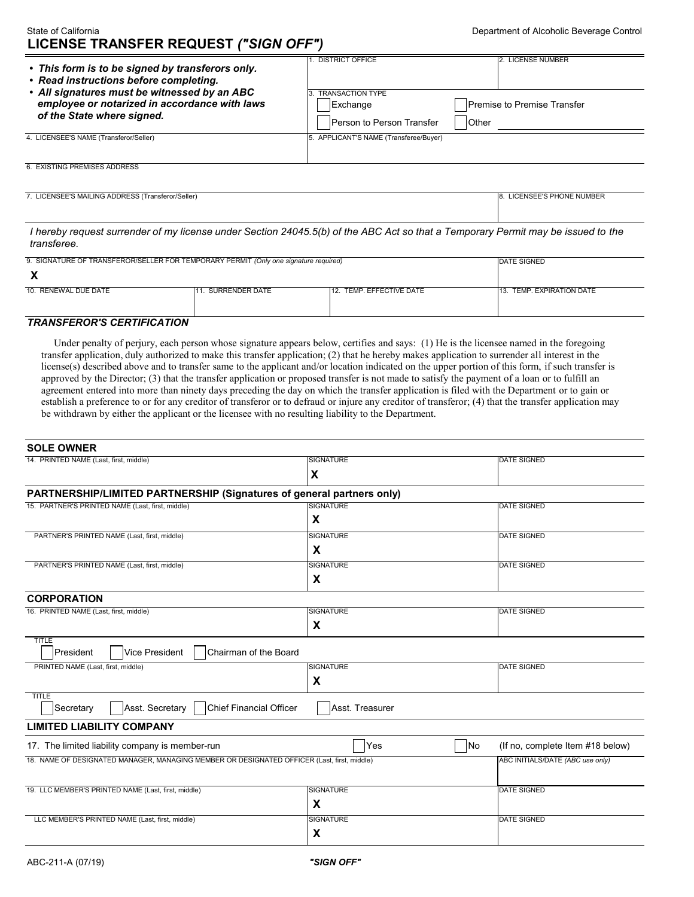State of California

Department of Alcoholic Beverage Control

# LICENSE TRANSFER REQUEST *("SIGN OFF")*

- ***This form is to be signed by transferors only.***
- ***Read instructions before completing.***
- ***All signatures must be witnessed by an ABC employee or notarized in accordance with laws of the State where signed.***

| 1. DISTRICT OFFICE | 2. LICENSE NUMBER |
|---|---|
| | |

3. TRANSACTION TYPE

☐ Exchange ☐ Premise to Premise Transfer

☐ Person to Person Transfer ☐ Other ________

| 4. LICENSEE'S NAME (Transferor/Seller) | 5. APPLICANT'S NAME (Transferee/Buyer) |
|---|---|
| | |

| 6. EXISTING PREMISES ADDRESS |
|---|
| |

| 7. LICENSEE'S MAILING ADDRESS (Transferor/Seller) | 8. LICENSEE'S PHONE NUMBER |
|---|---|
| | |

*I hereby request surrender of my license under Section 24045.5(b) of the ABC Act so that a Temporary Permit may be issued to the transferee.*

| 9. SIGNATURE OF TRANSFEROR/SELLER FOR TEMPORARY PERMIT *(Only one signature required)* | DATE SIGNED |
|---|---|
| X | |

| 10. RENEWAL DUE DATE | 11. SURRENDER DATE | 12. TEMP. EFFECTIVE DATE | 13. TEMP. EXPIRATION DATE |
|---|---|---|---|
| | | | |

### *TRANSFEROR'S CERTIFICATION*

Under penalty of perjury, each person whose signature appears below, certifies and says: (1) He is the licensee named in the foregoing transfer application, duly authorized to make this transfer application; (2) that he hereby makes application to surrender all interest in the license(s) described above and to transfer same to the applicant and/or location indicated on the upper portion of this form, if such transfer is approved by the Director; (3) that the transfer application or proposed transfer is not made to satisfy the payment of a loan or to fulfill an agreement entered into more than ninety days preceding the day on which the transfer application is filed with the Department or to gain or establish a preference to or for any creditor of transferor or to defraud or injure any creditor of transferor; (4) that the transfer application may be withdrawn by either the applicant or the licensee with no resulting liability to the Department.

**SOLE OWNER**

| 14. PRINTED NAME (Last, first, middle) | SIGNATURE | DATE SIGNED |
|---|---|---|
| | X | |

**PARTNERSHIP/LIMITED PARTNERSHIP (Signatures of general partners only)**

| 15. PARTNER'S PRINTED NAME (Last, first, middle) | SIGNATURE | DATE SIGNED |
|---|---|---|
| | X | |
| PARTNER'S PRINTED NAME (Last, first, middle) | SIGNATURE | DATE SIGNED |
| | X | |
| PARTNER'S PRINTED NAME (Last, first, middle) | SIGNATURE | DATE SIGNED |
| | X | |

**CORPORATION**

| 16. PRINTED NAME (Last, first, middle) | SIGNATURE | DATE SIGNED |
|---|---|---|
| | X | |

TITLE

☐ President ☐ Vice President ☐ Chairman of the Board

| PRINTED NAME (Last, first, middle) | SIGNATURE | DATE SIGNED |
|---|---|---|
| | X | |

TITLE

☐ Secretary ☐ Asst. Secretary ☐ Chief Financial Officer ☐ Asst. Treasurer

**LIMITED LIABILITY COMPANY**

17. The limited liability company is member-run ☐ Yes ☐ No (If no, complete Item #18 below)

| 18. NAME OF DESIGNATED MANAGER, MANAGING MEMBER OR DESIGNATED OFFICER (Last, first, middle) | ABC INITIALS/DATE *(ABC use only)* |
|---|---|
| | |

| 19. LLC MEMBER'S PRINTED NAME (Last, first, middle) | SIGNATURE | DATE SIGNED |
|---|---|---|
| | X | |
| LLC MEMBER'S PRINTED NAME (Last, first, middle) | SIGNATURE | DATE SIGNED |
| | X | |

ABC-211-A (07/19)

***"SIGN OFF"***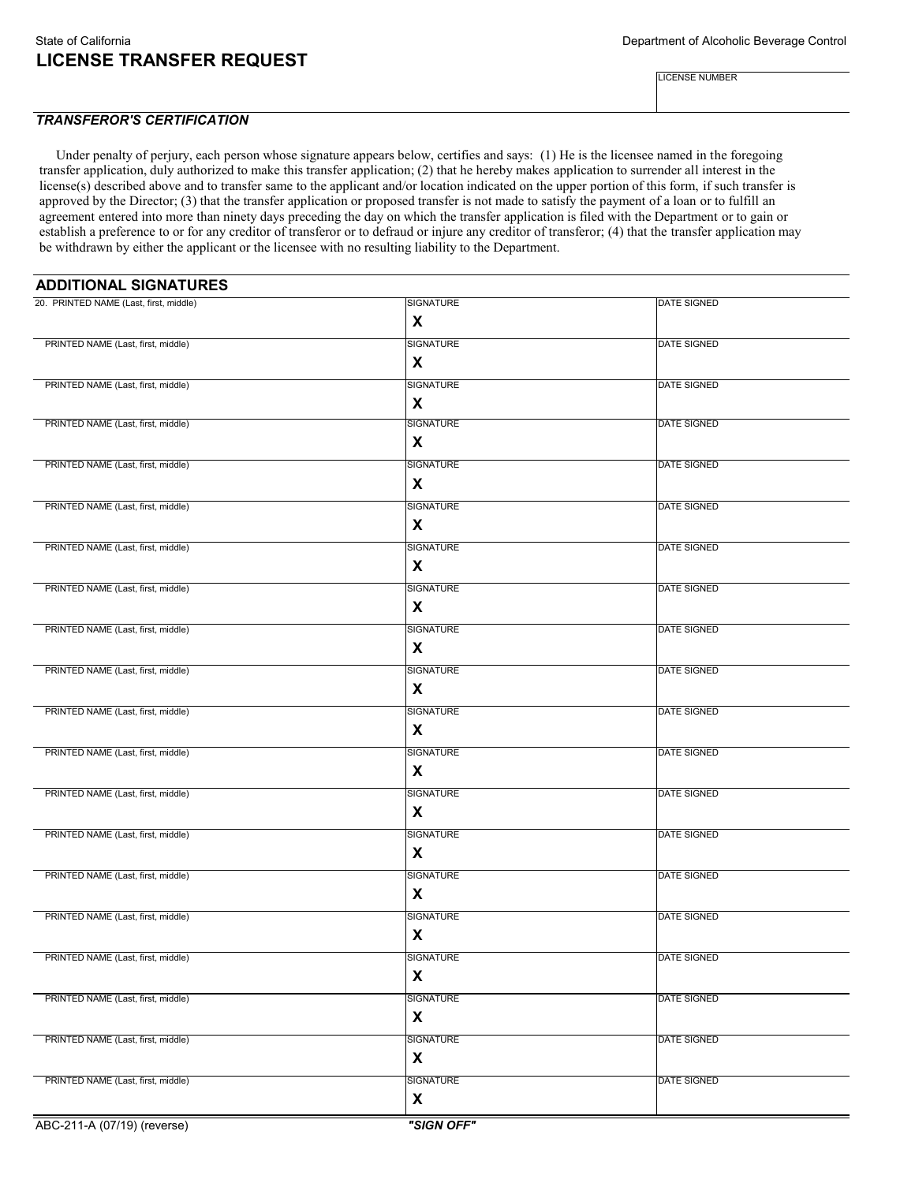State of California

Department of Alcoholic Beverage Control

# LICENSE TRANSFER REQUEST

LICENSE NUMBER

### *TRANSFEROR'S CERTIFICATION*

Under penalty of perjury, each person whose signature appears below, certifies and says: (1) He is the licensee named in the foregoing transfer application, duly authorized to make this transfer application; (2) that he hereby makes application to surrender all interest in the license(s) described above and to transfer same to the applicant and/or location indicated on the upper portion of this form, if such transfer is approved by the Director; (3) that the transfer application or proposed transfer is not made to satisfy the payment of a loan or to fulfill an agreement entered into more than ninety days preceding the day on which the transfer application is filed with the Department or to gain or establish a preference to or for any creditor of transferor or to defraud or injure any creditor of transferor; (4) that the transfer application may be withdrawn by either the applicant or the licensee with no resulting liability to the Department.

## ADDITIONAL SIGNATURES

| 20. PRINTED NAME (Last, first, middle) | SIGNATURE | DATE SIGNED |
|---|---|---|
| | X | |
| PRINTED NAME (Last, first, middle) | SIGNATURE X | DATE SIGNED |
| PRINTED NAME (Last, first, middle) | SIGNATURE X | DATE SIGNED |
| PRINTED NAME (Last, first, middle) | SIGNATURE X | DATE SIGNED |
| PRINTED NAME (Last, first, middle) | SIGNATURE X | DATE SIGNED |
| PRINTED NAME (Last, first, middle) | SIGNATURE X | DATE SIGNED |
| PRINTED NAME (Last, first, middle) | SIGNATURE X | DATE SIGNED |
| PRINTED NAME (Last, first, middle) | SIGNATURE X | DATE SIGNED |
| PRINTED NAME (Last, first, middle) | SIGNATURE X | DATE SIGNED |
| PRINTED NAME (Last, first, middle) | SIGNATURE X | DATE SIGNED |
| PRINTED NAME (Last, first, middle) | SIGNATURE X | DATE SIGNED |
| PRINTED NAME (Last, first, middle) | SIGNATURE X | DATE SIGNED |
| PRINTED NAME (Last, first, middle) | SIGNATURE X | DATE SIGNED |
| PRINTED NAME (Last, first, middle) | SIGNATURE X | DATE SIGNED |
| PRINTED NAME (Last, first, middle) | SIGNATURE X | DATE SIGNED |
| PRINTED NAME (Last, first, middle) | SIGNATURE X | DATE SIGNED |
| PRINTED NAME (Last, first, middle) | SIGNATURE X | DATE SIGNED |
| PRINTED NAME (Last, first, middle) | SIGNATURE X | DATE SIGNED |
| PRINTED NAME (Last, first, middle) | SIGNATURE X | DATE SIGNED |
| PRINTED NAME (Last, first, middle) | SIGNATURE X | DATE SIGNED |

ABC-211-A (07/19) (reverse)

***"SIGN OFF"***